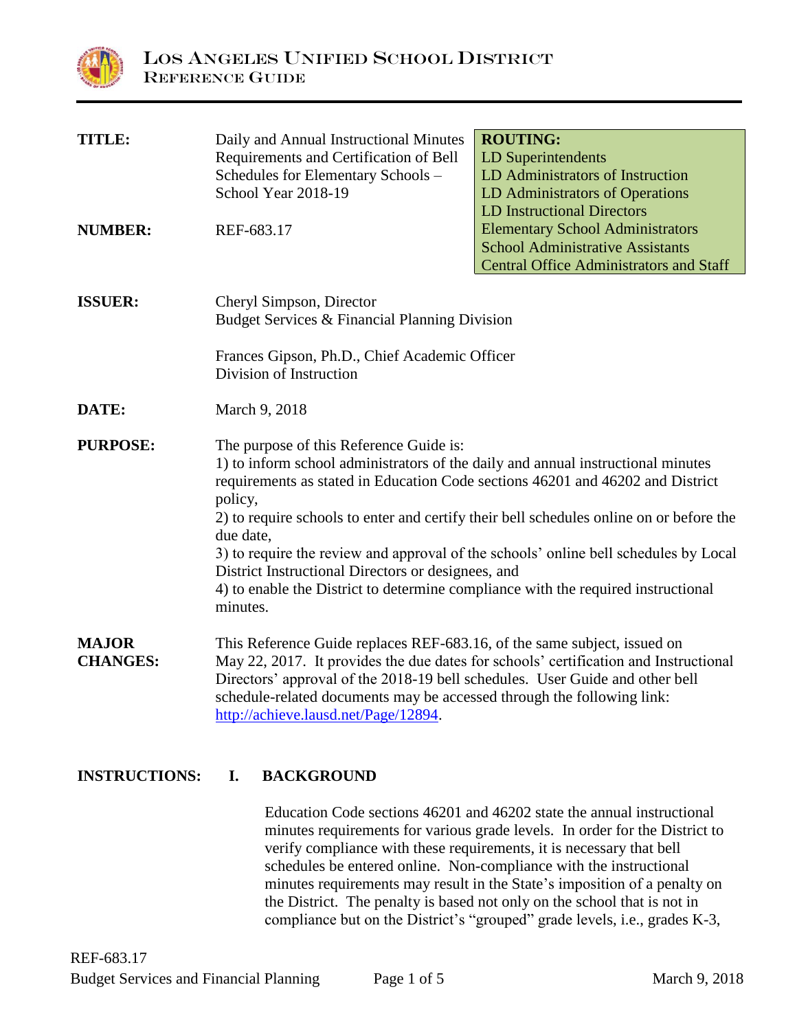# Los Angeles Unified School District
## Reference Guide

| | | |
|---|---|---|
| **TITLE:** | Daily and Annual Instructional Minutes Requirements and Certification of Bell Schedules for Elementary Schools – School Year 2018-19 | **ROUTING:** LD Superintendents, LD Administrators of Instruction, LD Administrators of Operations, LD Instructional Directors, Elementary School Administrators, School Administrative Assistants, Central Office Administrators and Staff |
| **NUMBER:** | REF-683.17 | |

**ISSUER:** Cheryl Simpson, Director
Budget Services & Financial Planning Division

Frances Gipson, Ph.D., Chief Academic Officer
Division of Instruction

**DATE:** March 9, 2018

**PURPOSE:** The purpose of this Reference Guide is:
1) to inform school administrators of the daily and annual instructional minutes requirements as stated in Education Code sections 46201 and 46202 and District policy,
2) to require schools to enter and certify their bell schedules online on or before the due date,
3) to require the review and approval of the schools' online bell schedules by Local District Instructional Directors or designees, and
4) to enable the District to determine compliance with the required instructional minutes.

**MAJOR CHANGES:** This Reference Guide replaces REF-683.16, of the same subject, issued on May 22, 2017. It provides the due dates for schools' certification and Instructional Directors' approval of the 2018-19 bell schedules. User Guide and other bell schedule-related documents may be accessed through the following link: http://achieve.lausd.net/Page/12894.

**INSTRUCTIONS:**

**I. BACKGROUND**

Education Code sections 46201 and 46202 state the annual instructional minutes requirements for various grade levels. In order for the District to verify compliance with these requirements, it is necessary that bell schedules be entered online. Non-compliance with the instructional minutes requirements may result in the State's imposition of a penalty on the District. The penalty is based not only on the school that is not in compliance but on the District's "grouped" grade levels, i.e., grades K-3,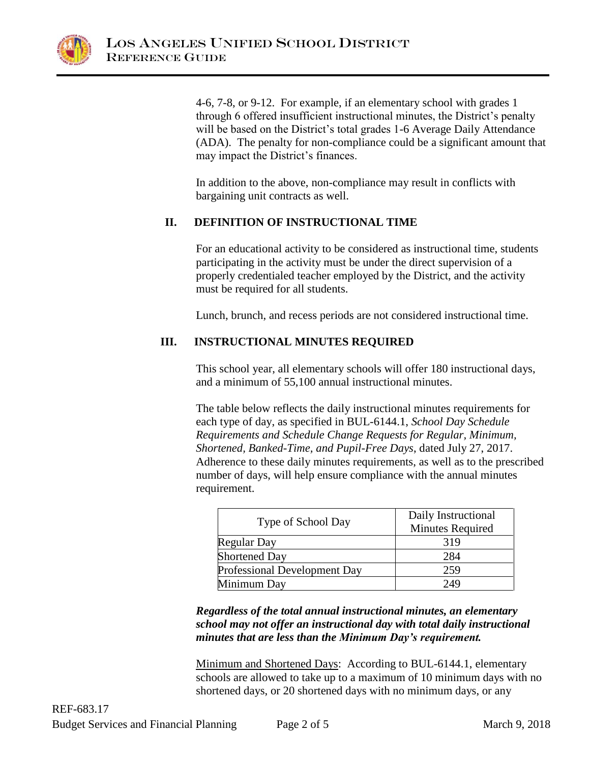4-6, 7-8, or 9-12. For example, if an elementary school with grades 1 through 6 offered insufficient instructional minutes, the District's penalty will be based on the District's total grades 1-6 Average Daily Attendance (ADA). The penalty for non-compliance could be a significant amount that may impact the District's finances.

In addition to the above, non-compliance may result in conflicts with bargaining unit contracts as well.

## II. DEFINITION OF INSTRUCTIONAL TIME

For an educational activity to be considered as instructional time, students participating in the activity must be under the direct supervision of a properly credentialed teacher employed by the District, and the activity must be required for all students.

Lunch, brunch, and recess periods are not considered instructional time.

## III. INSTRUCTIONAL MINUTES REQUIRED

This school year, all elementary schools will offer 180 instructional days, and a minimum of 55,100 annual instructional minutes.

The table below reflects the daily instructional minutes requirements for each type of day, as specified in BUL-6144.1, *School Day Schedule Requirements and Schedule Change Requests for Regular, Minimum, Shortened, Banked-Time, and Pupil-Free Days*, dated July 27, 2017. Adherence to these daily minutes requirements, as well as to the prescribed number of days, will help ensure compliance with the annual minutes requirement.

| Type of School Day | Daily Instructional Minutes Required |
|---|---|
| Regular Day | 319 |
| Shortened Day | 284 |
| Professional Development Day | 259 |
| Minimum Day | 249 |

***Regardless of the total annual instructional minutes, an elementary school may not offer an instructional day with total daily instructional minutes that are less than the Minimum Day's requirement.***

Minimum and Shortened Days: According to BUL-6144.1, elementary schools are allowed to take up to a maximum of 10 minimum days with no shortened days, or 20 shortened days with no minimum days, or any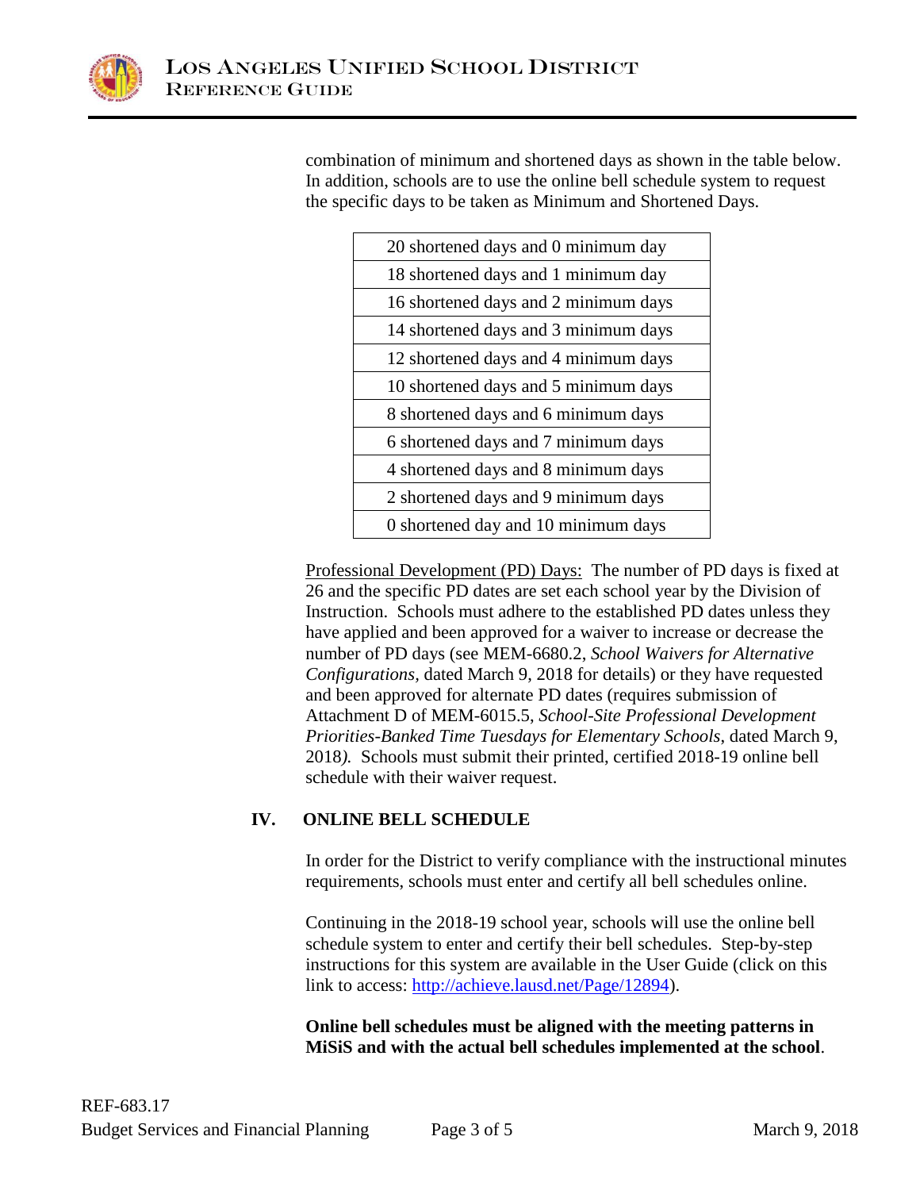combination of minimum and shortened days as shown in the table below. In addition, schools are to use the online bell schedule system to request the specific days to be taken as Minimum and Shortened Days.

| |
|---|
| 20 shortened days and 0 minimum day |
| 18 shortened days and 1 minimum day |
| 16 shortened days and 2 minimum days |
| 14 shortened days and 3 minimum days |
| 12 shortened days and 4 minimum days |
| 10 shortened days and 5 minimum days |
| 8 shortened days and 6 minimum days |
| 6 shortened days and 7 minimum days |
| 4 shortened days and 8 minimum days |
| 2 shortened days and 9 minimum days |
| 0 shortened day and 10 minimum days |

Professional Development (PD) Days: The number of PD days is fixed at 26 and the specific PD dates are set each school year by the Division of Instruction. Schools must adhere to the established PD dates unless they have applied and been approved for a waiver to increase or decrease the number of PD days (see MEM-6680.2, *School Waivers for Alternative Configurations*, dated March 9, 2018 for details) or they have requested and been approved for alternate PD dates (requires submission of Attachment D of MEM-6015.5, *School-Site Professional Development Priorities-Banked Time Tuesdays for Elementary Schools*, dated March 9, 2018). Schools must submit their printed, certified 2018-19 online bell schedule with their waiver request.

## IV. ONLINE BELL SCHEDULE

In order for the District to verify compliance with the instructional minutes requirements, schools must enter and certify all bell schedules online.

Continuing in the 2018-19 school year, schools will use the online bell schedule system to enter and certify their bell schedules. Step-by-step instructions for this system are available in the User Guide (click on this link to access: http://achieve.lausd.net/Page/12894).

**Online bell schedules must be aligned with the meeting patterns in MiSiS and with the actual bell schedules implemented at the school**.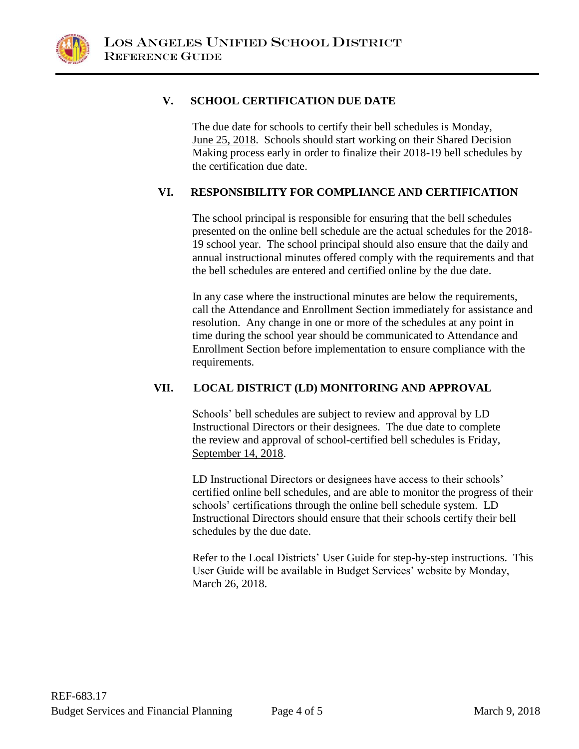## V. SCHOOL CERTIFICATION DUE DATE

The due date for schools to certify their bell schedules is Monday, June 25, 2018. Schools should start working on their Shared Decision Making process early in order to finalize their 2018-19 bell schedules by the certification due date.

## VI. RESPONSIBILITY FOR COMPLIANCE AND CERTIFICATION

The school principal is responsible for ensuring that the bell schedules presented on the online bell schedule are the actual schedules for the 2018-19 school year. The school principal should also ensure that the daily and annual instructional minutes offered comply with the requirements and that the bell schedules are entered and certified online by the due date.

In any case where the instructional minutes are below the requirements, call the Attendance and Enrollment Section immediately for assistance and resolution. Any change in one or more of the schedules at any point in time during the school year should be communicated to Attendance and Enrollment Section before implementation to ensure compliance with the requirements.

## VII. LOCAL DISTRICT (LD) MONITORING AND APPROVAL

Schools' bell schedules are subject to review and approval by LD Instructional Directors or their designees. The due date to complete the review and approval of school-certified bell schedules is Friday, September 14, 2018.

LD Instructional Directors or designees have access to their schools' certified online bell schedules, and are able to monitor the progress of their schools' certifications through the online bell schedule system. LD Instructional Directors should ensure that their schools certify their bell schedules by the due date.

Refer to the Local Districts' User Guide for step-by-step instructions. This User Guide will be available in Budget Services' website by Monday, March 26, 2018.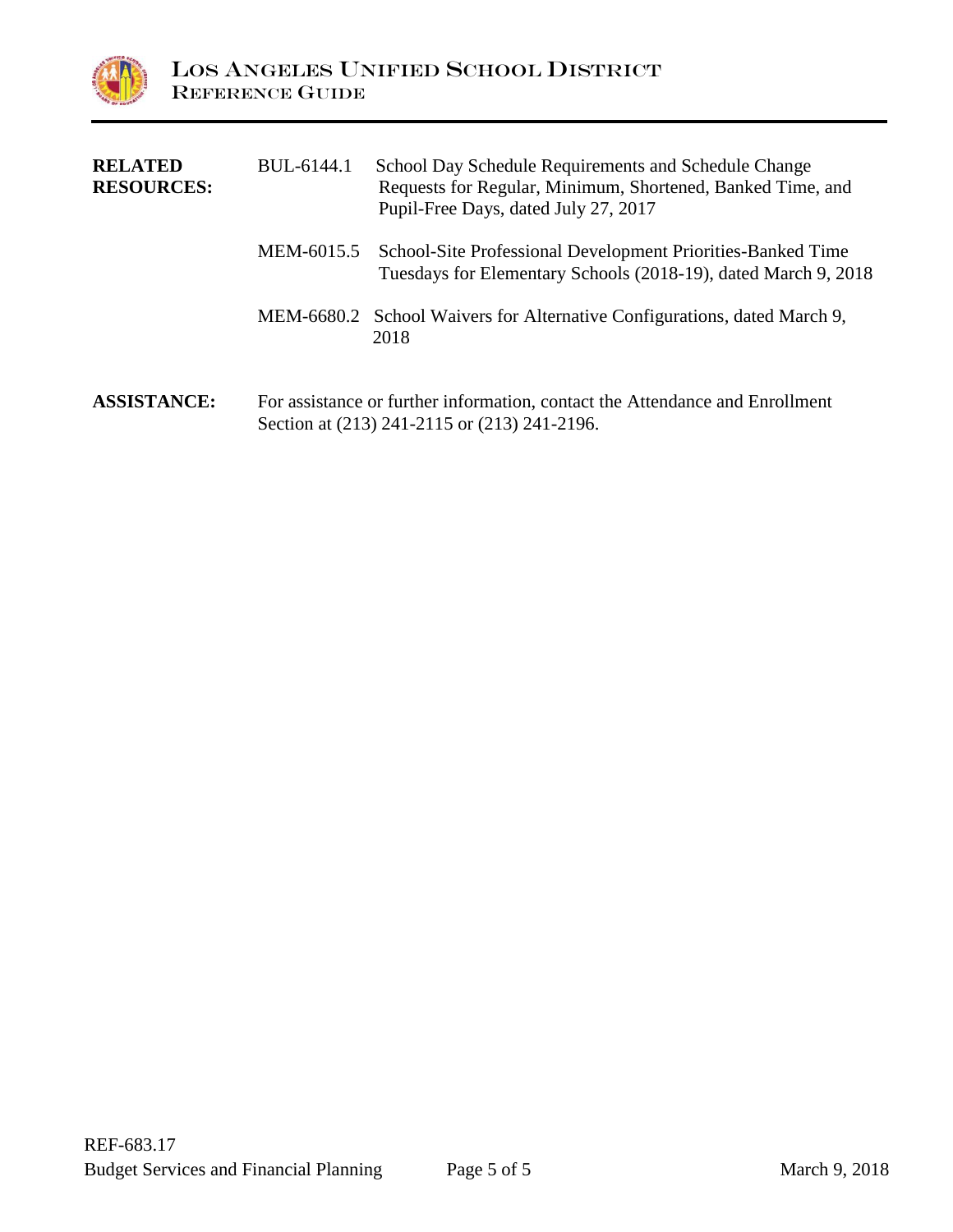**RELATED RESOURCES:**

| | |
|---|---|
| BUL-6144.1 | School Day Schedule Requirements and Schedule Change Requests for Regular, Minimum, Shortened, Banked Time, and Pupil-Free Days, dated July 27, 2017 |
| MEM-6015.5 | School-Site Professional Development Priorities-Banked Time Tuesdays for Elementary Schools (2018-19), dated March 9, 2018 |
| MEM-6680.2 | School Waivers for Alternative Configurations, dated March 9, 2018 |

**ASSISTANCE:** For assistance or further information, contact the Attendance and Enrollment Section at (213) 241-2115 or (213) 241-2196.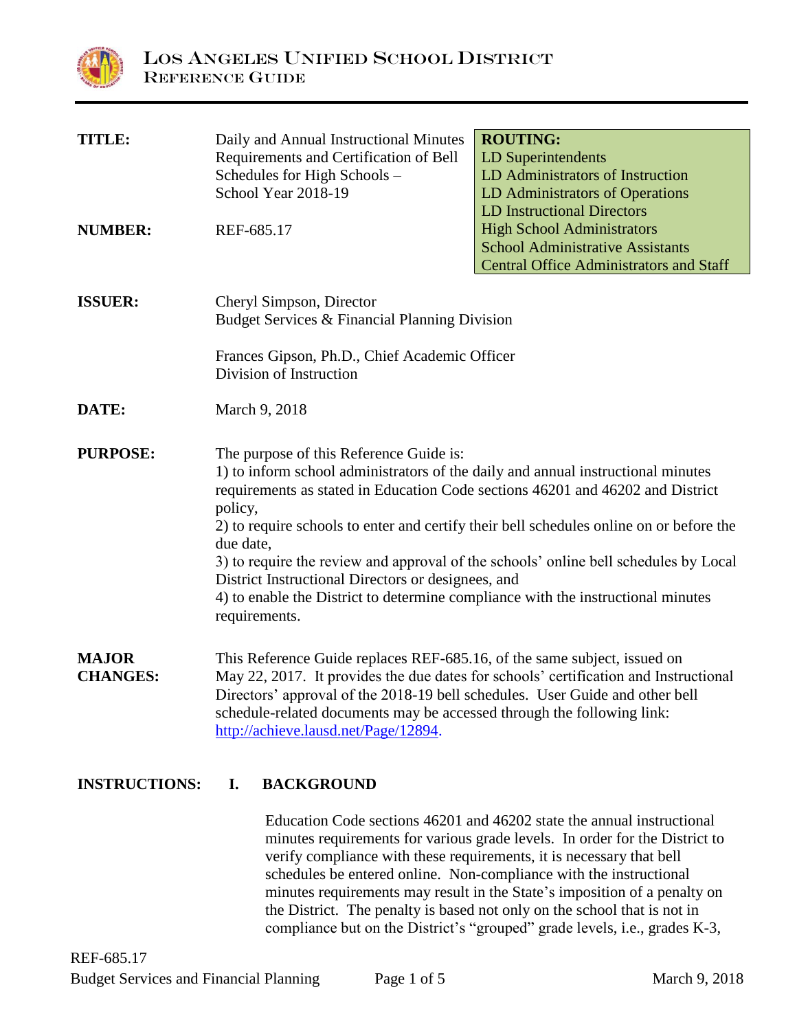# LOS ANGELES UNIFIED SCHOOL DISTRICT
## REFERENCE GUIDE

| | | |
|---|---|---|
| **TITLE:** | Daily and Annual Instructional Minutes Requirements and Certification of Bell Schedules for High Schools – School Year 2018-19 | **ROUTING:**<br>LD Superintendents<br>LD Administrators of Instruction<br>LD Administrators of Operations<br>LD Instructional Directors<br>High School Administrators<br>School Administrative Assistants<br>Central Office Administrators and Staff |
| **NUMBER:** | REF-685.17 | |

**ISSUER:** Cheryl Simpson, Director
Budget Services & Financial Planning Division

Frances Gipson, Ph.D., Chief Academic Officer
Division of Instruction

**DATE:** March 9, 2018

**PURPOSE:** The purpose of this Reference Guide is:
1) to inform school administrators of the daily and annual instructional minutes requirements as stated in Education Code sections 46201 and 46202 and District policy,
2) to require schools to enter and certify their bell schedules online on or before the due date,
3) to require the review and approval of the schools' online bell schedules by Local District Instructional Directors or designees, and
4) to enable the District to determine compliance with the instructional minutes requirements.

**MAJOR CHANGES:** This Reference Guide replaces REF-685.16, of the same subject, issued on May 22, 2017. It provides the due dates for schools' certification and Instructional Directors' approval of the 2018-19 bell schedules. User Guide and other bell schedule-related documents may be accessed through the following link: http://achieve.lausd.net/Page/12894.

**INSTRUCTIONS:** **I. BACKGROUND**

Education Code sections 46201 and 46202 state the annual instructional minutes requirements for various grade levels. In order for the District to verify compliance with these requirements, it is necessary that bell schedules be entered online. Non-compliance with the instructional minutes requirements may result in the State's imposition of a penalty on the District. The penalty is based not only on the school that is not in compliance but on the District's "grouped" grade levels, i.e., grades K-3,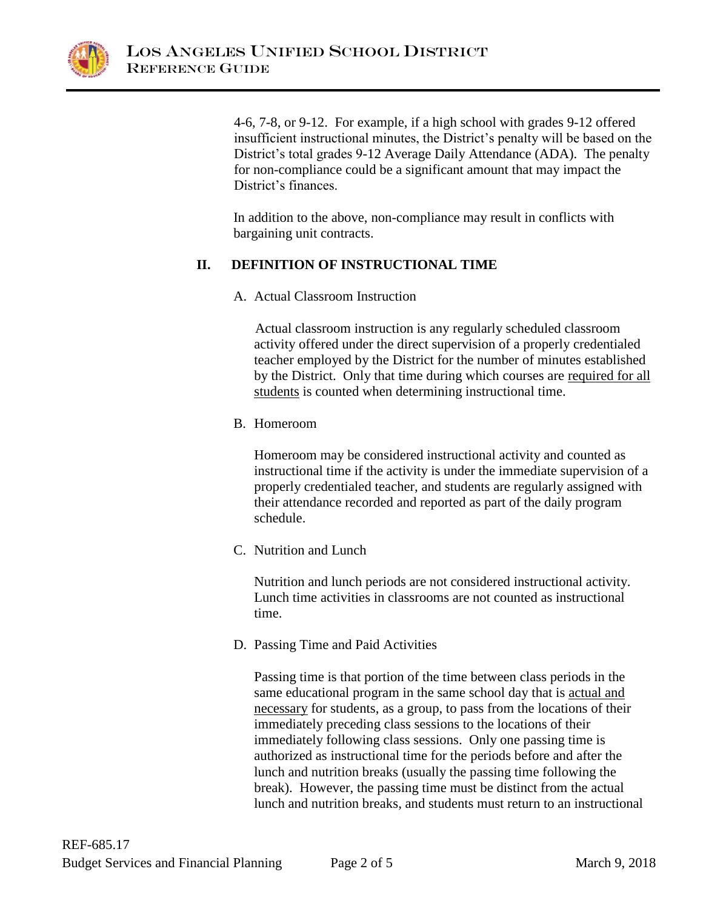4-6, 7-8, or 9-12. For example, if a high school with grades 9-12 offered insufficient instructional minutes, the District's penalty will be based on the District's total grades 9-12 Average Daily Attendance (ADA). The penalty for non-compliance could be a significant amount that may impact the District's finances.

In addition to the above, non-compliance may result in conflicts with bargaining unit contracts.

## II. DEFINITION OF INSTRUCTIONAL TIME

### A. Actual Classroom Instruction

Actual classroom instruction is any regularly scheduled classroom activity offered under the direct supervision of a properly credentialed teacher employed by the District for the number of minutes established by the District. Only that time during which courses are required for all students is counted when determining instructional time.

### B. Homeroom

Homeroom may be considered instructional activity and counted as instructional time if the activity is under the immediate supervision of a properly credentialed teacher, and students are regularly assigned with their attendance recorded and reported as part of the daily program schedule.

### C. Nutrition and Lunch

Nutrition and lunch periods are not considered instructional activity. Lunch time activities in classrooms are not counted as instructional time.

### D. Passing Time and Paid Activities

Passing time is that portion of the time between class periods in the same educational program in the same school day that is actual and necessary for students, as a group, to pass from the locations of their immediately preceding class sessions to the locations of their immediately following class sessions. Only one passing time is authorized as instructional time for the periods before and after the lunch and nutrition breaks (usually the passing time following the break). However, the passing time must be distinct from the actual lunch and nutrition breaks, and students must return to an instructional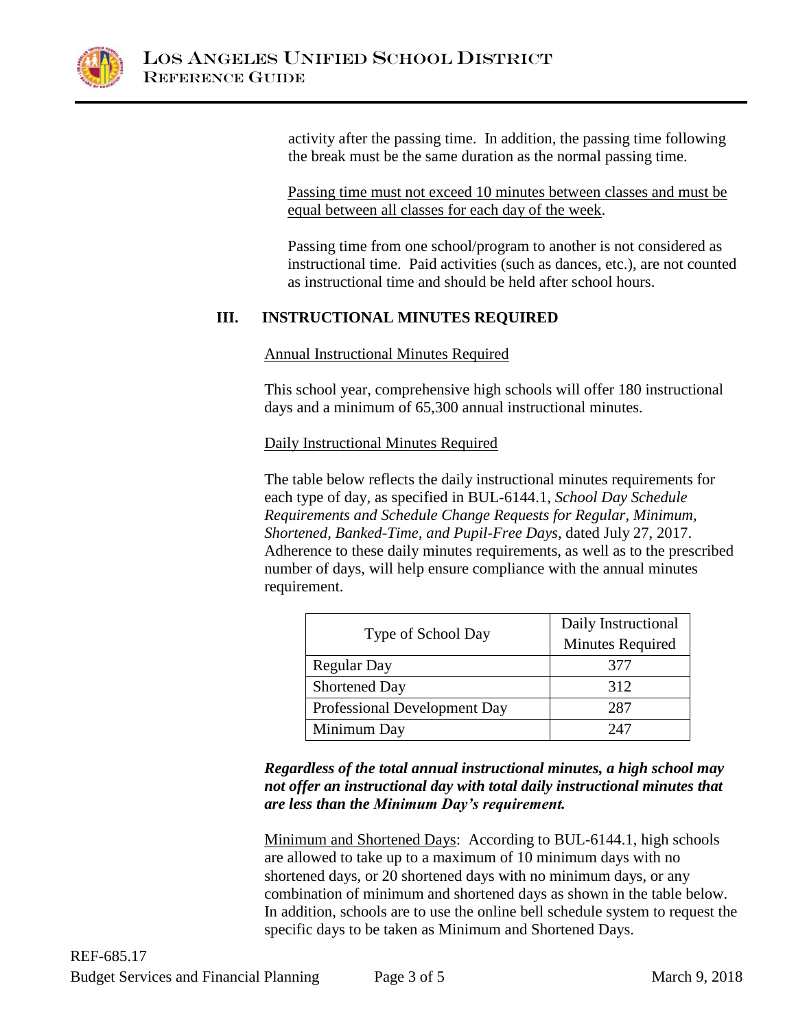activity after the passing time. In addition, the passing time following the break must be the same duration as the normal passing time.

Passing time must not exceed 10 minutes between classes and must be equal between all classes for each day of the week.

Passing time from one school/program to another is not considered as instructional time. Paid activities (such as dances, etc.), are not counted as instructional time and should be held after school hours.

## III. INSTRUCTIONAL MINUTES REQUIRED

Annual Instructional Minutes Required

This school year, comprehensive high schools will offer 180 instructional days and a minimum of 65,300 annual instructional minutes.

Daily Instructional Minutes Required

The table below reflects the daily instructional minutes requirements for each type of day, as specified in BUL-6144.1, *School Day Schedule Requirements and Schedule Change Requests for Regular, Minimum, Shortened, Banked-Time, and Pupil-Free Days*, dated July 27, 2017. Adherence to these daily minutes requirements, as well as to the prescribed number of days, will help ensure compliance with the annual minutes requirement.

| Type of School Day | Daily Instructional Minutes Required |
|---|---|
| Regular Day | 377 |
| Shortened Day | 312 |
| Professional Development Day | 287 |
| Minimum Day | 247 |

***Regardless of the total annual instructional minutes, a high school may not offer an instructional day with total daily instructional minutes that are less than the Minimum Day's requirement.***

Minimum and Shortened Days: According to BUL-6144.1, high schools are allowed to take up to a maximum of 10 minimum days with no shortened days, or 20 shortened days with no minimum days, or any combination of minimum and shortened days as shown in the table below. In addition, schools are to use the online bell schedule system to request the specific days to be taken as Minimum and Shortened Days.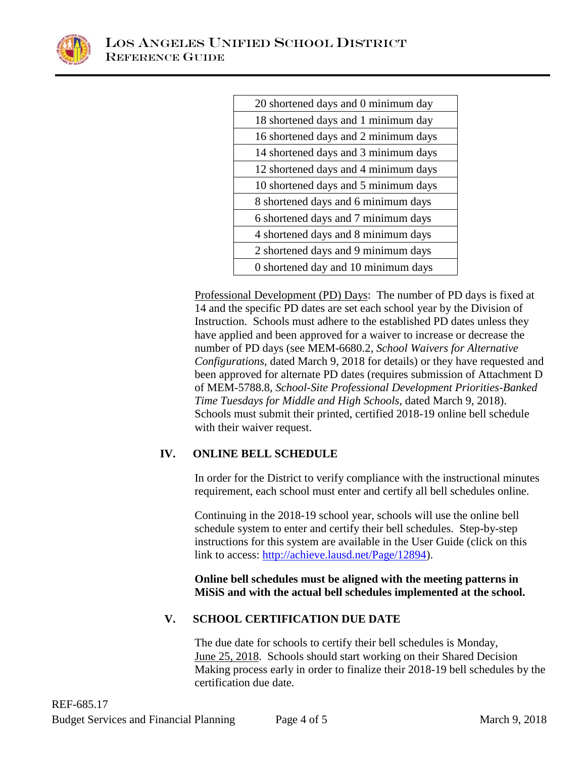| 20 shortened days and 0 minimum day |
|---|
| 18 shortened days and 1 minimum day |
| 16 shortened days and 2 minimum days |
| 14 shortened days and 3 minimum days |
| 12 shortened days and 4 minimum days |
| 10 shortened days and 5 minimum days |
| 8 shortened days and 6 minimum days |
| 6 shortened days and 7 minimum days |
| 4 shortened days and 8 minimum days |
| 2 shortened days and 9 minimum days |
| 0 shortened day and 10 minimum days |

Professional Development (PD) Days: The number of PD days is fixed at 14 and the specific PD dates are set each school year by the Division of Instruction. Schools must adhere to the established PD dates unless they have applied and been approved for a waiver to increase or decrease the number of PD days (see MEM-6680.2, *School Waivers for Alternative Configurations*, dated March 9, 2018 for details) or they have requested and been approved for alternate PD dates (requires submission of Attachment D of MEM-5788.8, *School-Site Professional Development Priorities-Banked Time Tuesdays for Middle and High Schools*, dated March 9, 2018). Schools must submit their printed, certified 2018-19 online bell schedule with their waiver request.

## IV. ONLINE BELL SCHEDULE

In order for the District to verify compliance with the instructional minutes requirement, each school must enter and certify all bell schedules online.

Continuing in the 2018-19 school year, schools will use the online bell schedule system to enter and certify their bell schedules. Step-by-step instructions for this system are available in the User Guide (click on this link to access: http://achieve.lausd.net/Page/12894).

**Online bell schedules must be aligned with the meeting patterns in MiSiS and with the actual bell schedules implemented at the school.**

## V. SCHOOL CERTIFICATION DUE DATE

The due date for schools to certify their bell schedules is Monday, June 25, 2018. Schools should start working on their Shared Decision Making process early in order to finalize their 2018-19 bell schedules by the certification due date.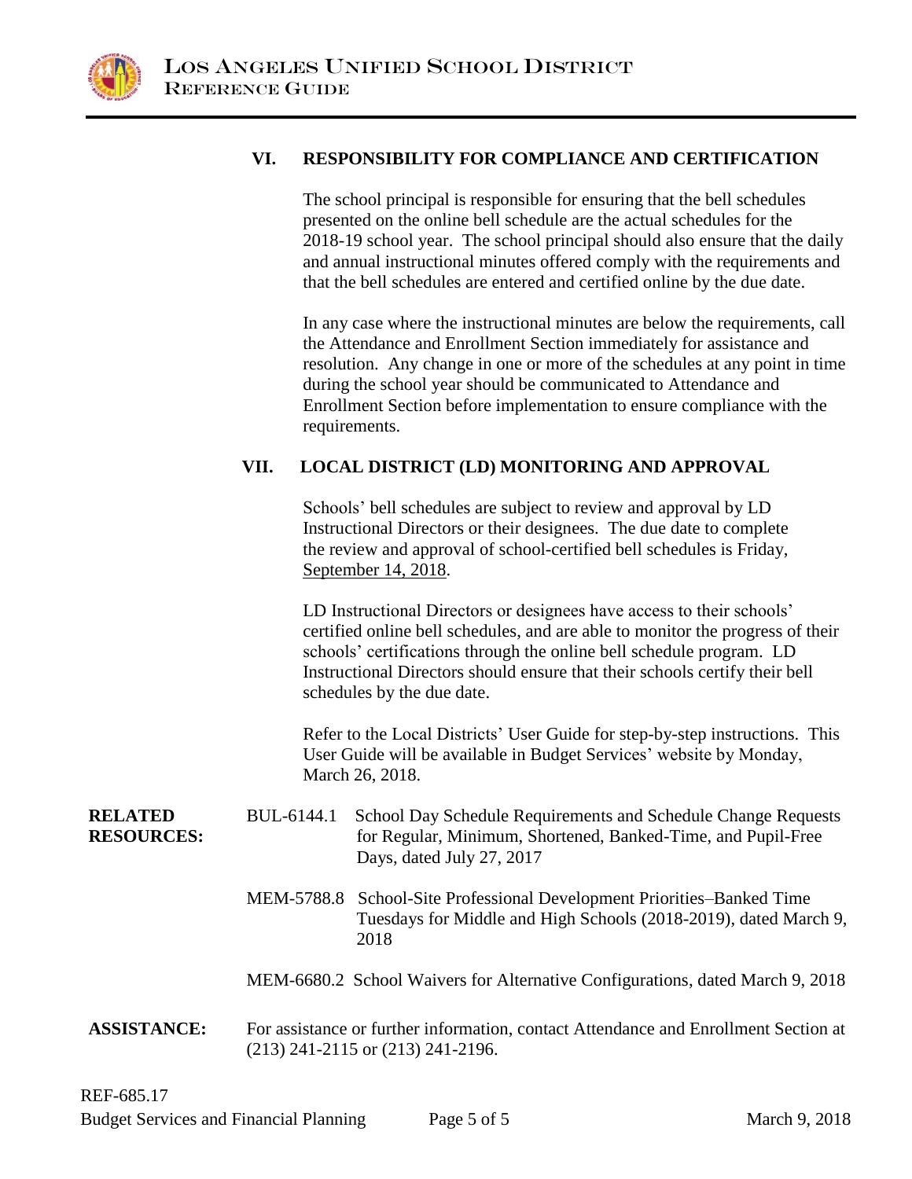## VI. RESPONSIBILITY FOR COMPLIANCE AND CERTIFICATION

The school principal is responsible for ensuring that the bell schedules presented on the online bell schedule are the actual schedules for the 2018-19 school year. The school principal should also ensure that the daily and annual instructional minutes offered comply with the requirements and that the bell schedules are entered and certified online by the due date.

In any case where the instructional minutes are below the requirements, call the Attendance and Enrollment Section immediately for assistance and resolution. Any change in one or more of the schedules at any point in time during the school year should be communicated to Attendance and Enrollment Section before implementation to ensure compliance with the requirements.

## VII. LOCAL DISTRICT (LD) MONITORING AND APPROVAL

Schools' bell schedules are subject to review and approval by LD Instructional Directors or their designees. The due date to complete the review and approval of school-certified bell schedules is Friday, <u>September 14, 2018</u>.

LD Instructional Directors or designees have access to their schools' certified online bell schedules, and are able to monitor the progress of their schools' certifications through the online bell schedule program. LD Instructional Directors should ensure that their schools certify their bell schedules by the due date.

Refer to the Local Districts' User Guide for step-by-step instructions. This User Guide will be available in Budget Services' website by Monday, March 26, 2018.

**RELATED RESOURCES:**

BUL-6144.1 School Day Schedule Requirements and Schedule Change Requests for Regular, Minimum, Shortened, Banked-Time, and Pupil-Free Days, dated July 27, 2017

MEM-5788.8 School-Site Professional Development Priorities–Banked Time Tuesdays for Middle and High Schools (2018-2019), dated March 9, 2018

MEM-6680.2 School Waivers for Alternative Configurations, dated March 9, 2018

**ASSISTANCE:** For assistance or further information, contact Attendance and Enrollment Section at (213) 241-2115 or (213) 241-2196.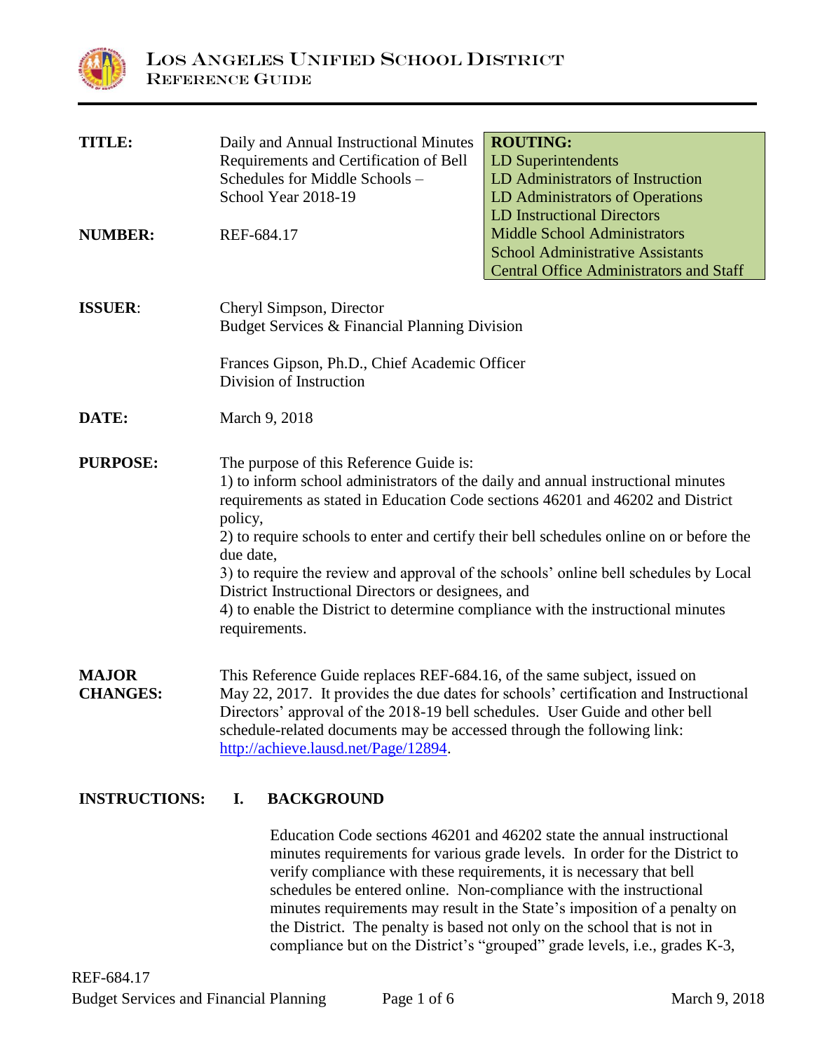# LOS ANGELES UNIFIED SCHOOL DISTRICT
## REFERENCE GUIDE

| | | |
|---|---|---|
| **TITLE:** | Daily and Annual Instructional Minutes Requirements and Certification of Bell Schedules for Middle Schools – School Year 2018-19 | **ROUTING:**<br>LD Superintendents<br>LD Administrators of Instruction<br>LD Administrators of Operations<br>LD Instructional Directors<br>Middle School Administrators<br>School Administrative Assistants<br>Central Office Administrators and Staff |
| **NUMBER:** | REF-684.17 | |

**ISSUER:** Cheryl Simpson, Director
Budget Services & Financial Planning Division

Frances Gipson, Ph.D., Chief Academic Officer
Division of Instruction

**DATE:** March 9, 2018

**PURPOSE:** The purpose of this Reference Guide is:
1) to inform school administrators of the daily and annual instructional minutes requirements as stated in Education Code sections 46201 and 46202 and District policy,
2) to require schools to enter and certify their bell schedules online on or before the due date,
3) to require the review and approval of the schools' online bell schedules by Local District Instructional Directors or designees, and
4) to enable the District to determine compliance with the instructional minutes requirements.

**MAJOR CHANGES:** This Reference Guide replaces REF-684.16, of the same subject, issued on May 22, 2017. It provides the due dates for schools' certification and Instructional Directors' approval of the 2018-19 bell schedules. User Guide and other bell schedule-related documents may be accessed through the following link: http://achieve.lausd.net/Page/12894.

**INSTRUCTIONS:** **I. BACKGROUND**

Education Code sections 46201 and 46202 state the annual instructional minutes requirements for various grade levels. In order for the District to verify compliance with these requirements, it is necessary that bell schedules be entered online. Non-compliance with the instructional minutes requirements may result in the State's imposition of a penalty on the District. The penalty is based not only on the school that is not in compliance but on the District's "grouped" grade levels, i.e., grades K-3,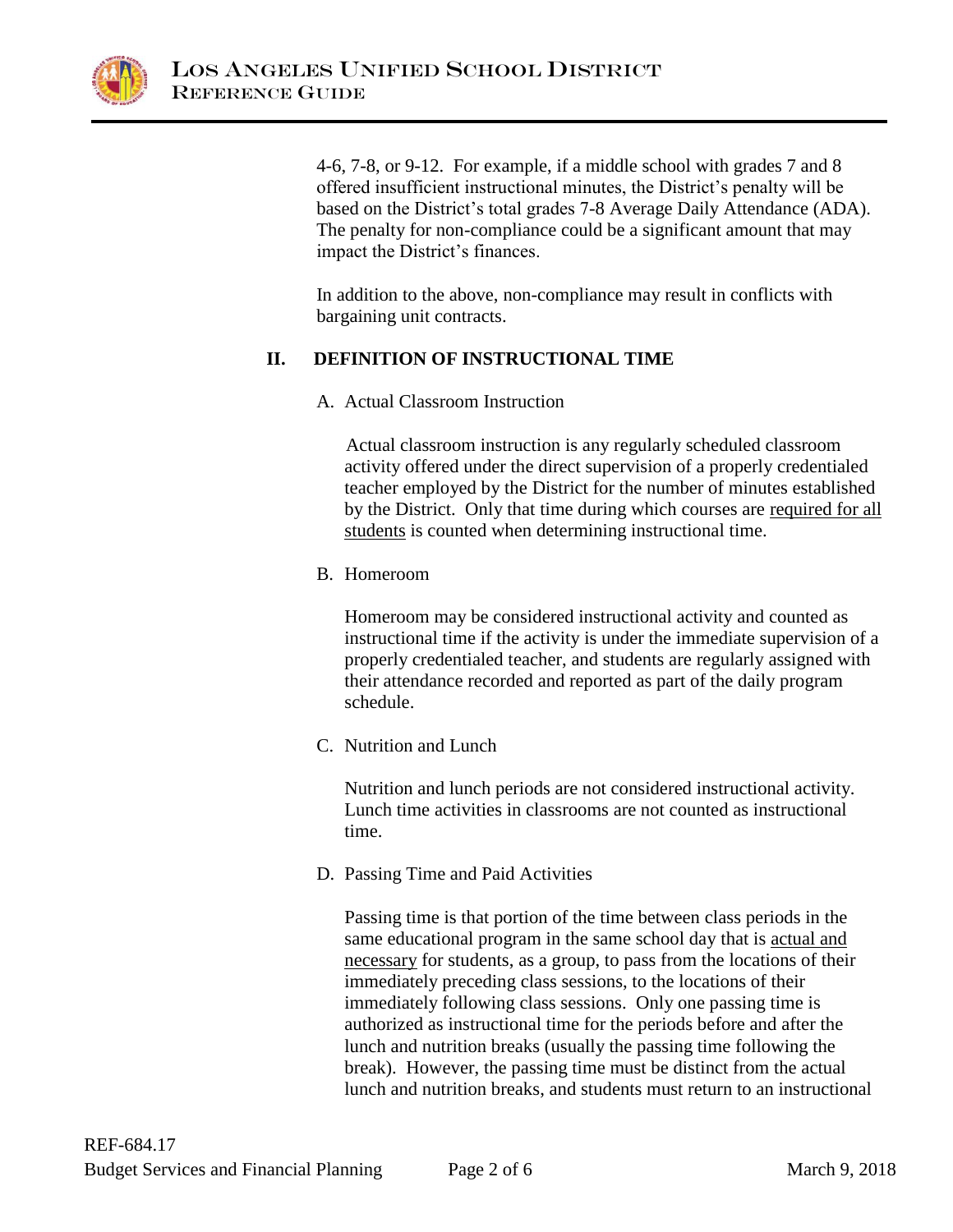4-6, 7-8, or 9-12. For example, if a middle school with grades 7 and 8 offered insufficient instructional minutes, the District's penalty will be based on the District's total grades 7-8 Average Daily Attendance (ADA). The penalty for non-compliance could be a significant amount that may impact the District's finances.

In addition to the above, non-compliance may result in conflicts with bargaining unit contracts.

## II. DEFINITION OF INSTRUCTIONAL TIME

A. Actual Classroom Instruction

Actual classroom instruction is any regularly scheduled classroom activity offered under the direct supervision of a properly credentialed teacher employed by the District for the number of minutes established by the District. Only that time during which courses are required for all students is counted when determining instructional time.

B. Homeroom

Homeroom may be considered instructional activity and counted as instructional time if the activity is under the immediate supervision of a properly credentialed teacher, and students are regularly assigned with their attendance recorded and reported as part of the daily program schedule.

C. Nutrition and Lunch

Nutrition and lunch periods are not considered instructional activity. Lunch time activities in classrooms are not counted as instructional time.

D. Passing Time and Paid Activities

Passing time is that portion of the time between class periods in the same educational program in the same school day that is actual and necessary for students, as a group, to pass from the locations of their immediately preceding class sessions, to the locations of their immediately following class sessions. Only one passing time is authorized as instructional time for the periods before and after the lunch and nutrition breaks (usually the passing time following the break). However, the passing time must be distinct from the actual lunch and nutrition breaks, and students must return to an instructional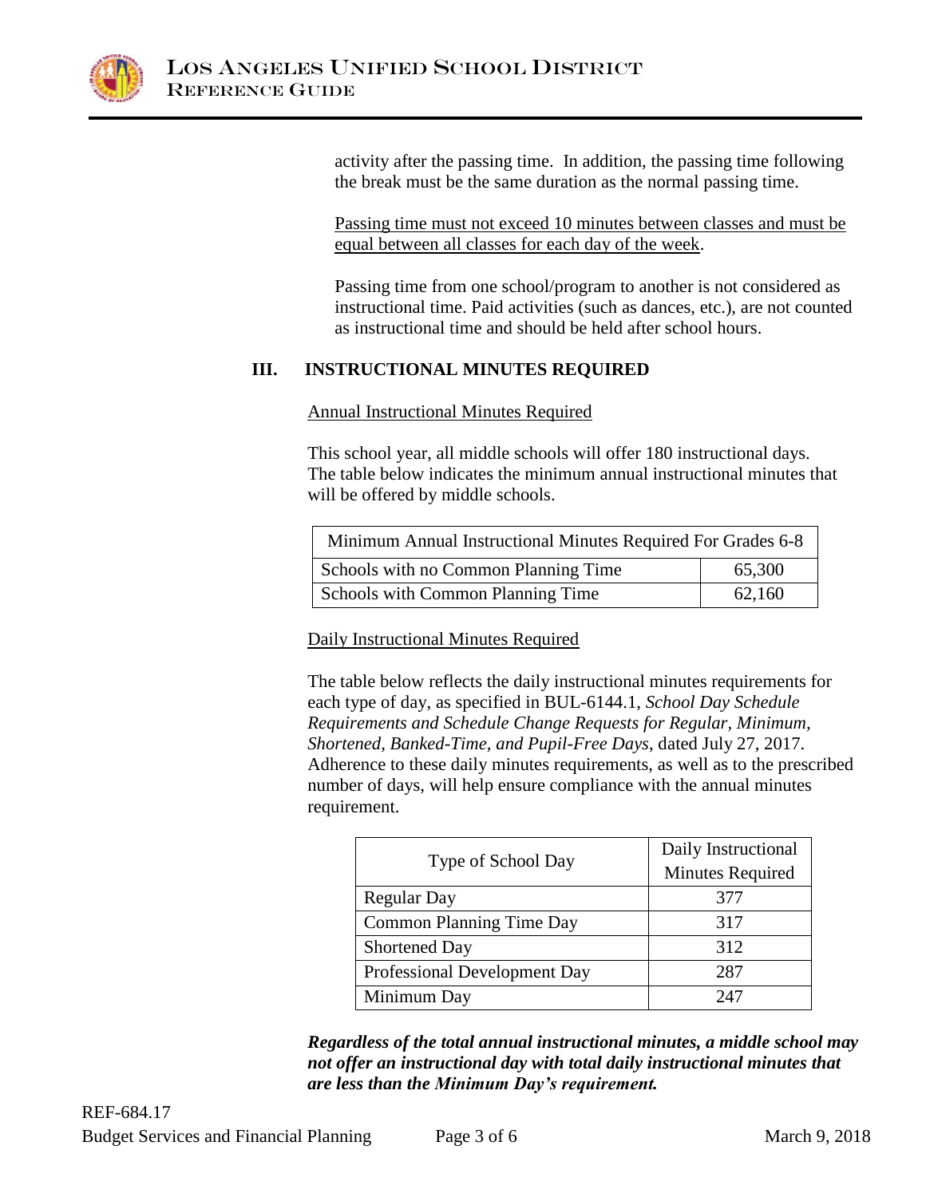activity after the passing time. In addition, the passing time following the break must be the same duration as the normal passing time.

<u>Passing time must not exceed 10 minutes between classes and must be equal between all classes for each day of the week</u>.

Passing time from one school/program to another is not considered as instructional time. Paid activities (such as dances, etc.), are not counted as instructional time and should be held after school hours.

## III. INSTRUCTIONAL MINUTES REQUIRED

<u>Annual Instructional Minutes Required</u>

This school year, all middle schools will offer 180 instructional days. The table below indicates the minimum annual instructional minutes that will be offered by middle schools.

| Minimum Annual Instructional Minutes Required For Grades 6-8 | |
|---|---|
| Schools with no Common Planning Time | 65,300 |
| Schools with Common Planning Time | 62,160 |

<u>Daily Instructional Minutes Required</u>

The table below reflects the daily instructional minutes requirements for each type of day, as specified in BUL-6144.1, *School Day Schedule Requirements and Schedule Change Requests for Regular, Minimum, Shortened, Banked-Time, and Pupil-Free Days*, dated July 27, 2017. Adherence to these daily minutes requirements, as well as to the prescribed number of days, will help ensure compliance with the annual minutes requirement.

| Type of School Day | Daily Instructional Minutes Required |
|---|---|
| Regular Day | 377 |
| Common Planning Time Day | 317 |
| Shortened Day | 312 |
| Professional Development Day | 287 |
| Minimum Day | 247 |

***Regardless of the total annual instructional minutes, a middle school may not offer an instructional day with total daily instructional minutes that are less than the Minimum Day's requirement.***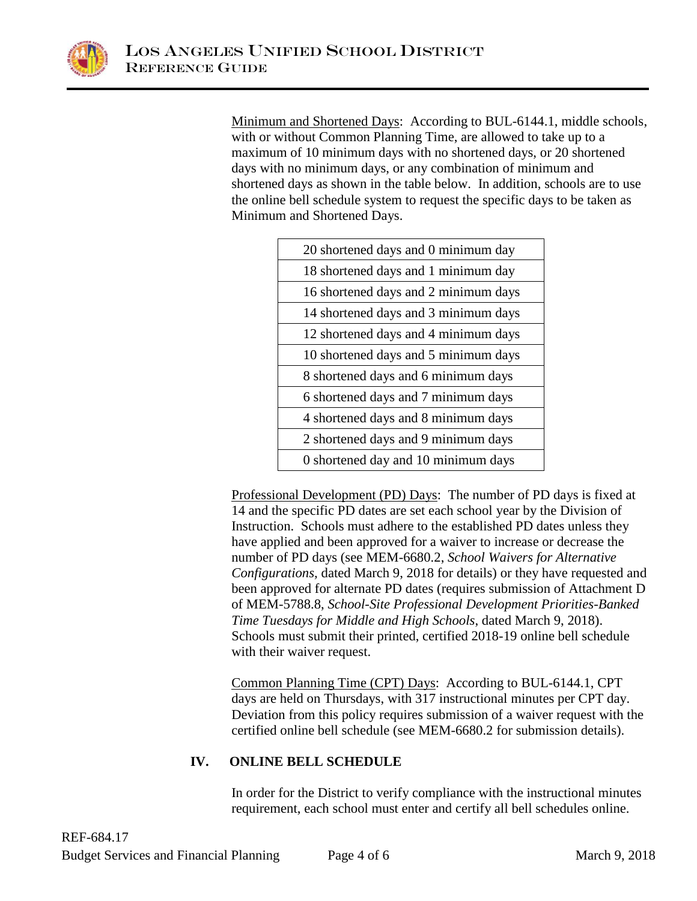Minimum and Shortened Days: According to BUL-6144.1, middle schools, with or without Common Planning Time, are allowed to take up to a maximum of 10 minimum days with no shortened days, or 20 shortened days with no minimum days, or any combination of minimum and shortened days as shown in the table below. In addition, schools are to use the online bell schedule system to request the specific days to be taken as Minimum and Shortened Days.

| |
|---|
| 20 shortened days and 0 minimum day |
| 18 shortened days and 1 minimum day |
| 16 shortened days and 2 minimum days |
| 14 shortened days and 3 minimum days |
| 12 shortened days and 4 minimum days |
| 10 shortened days and 5 minimum days |
| 8 shortened days and 6 minimum days |
| 6 shortened days and 7 minimum days |
| 4 shortened days and 8 minimum days |
| 2 shortened days and 9 minimum days |
| 0 shortened day and 10 minimum days |

Professional Development (PD) Days: The number of PD days is fixed at 14 and the specific PD dates are set each school year by the Division of Instruction. Schools must adhere to the established PD dates unless they have applied and been approved for a waiver to increase or decrease the number of PD days (see MEM-6680.2, *School Waivers for Alternative Configurations,* dated March 9, 2018 for details) or they have requested and been approved for alternate PD dates (requires submission of Attachment D of MEM-5788.8, *School-Site Professional Development Priorities-Banked Time Tuesdays for Middle and High Schools*, dated March 9, 2018). Schools must submit their printed, certified 2018-19 online bell schedule with their waiver request.

Common Planning Time (CPT) Days: According to BUL-6144.1, CPT days are held on Thursdays, with 317 instructional minutes per CPT day. Deviation from this policy requires submission of a waiver request with the certified online bell schedule (see MEM-6680.2 for submission details).

## IV. ONLINE BELL SCHEDULE

In order for the District to verify compliance with the instructional minutes requirement, each school must enter and certify all bell schedules online.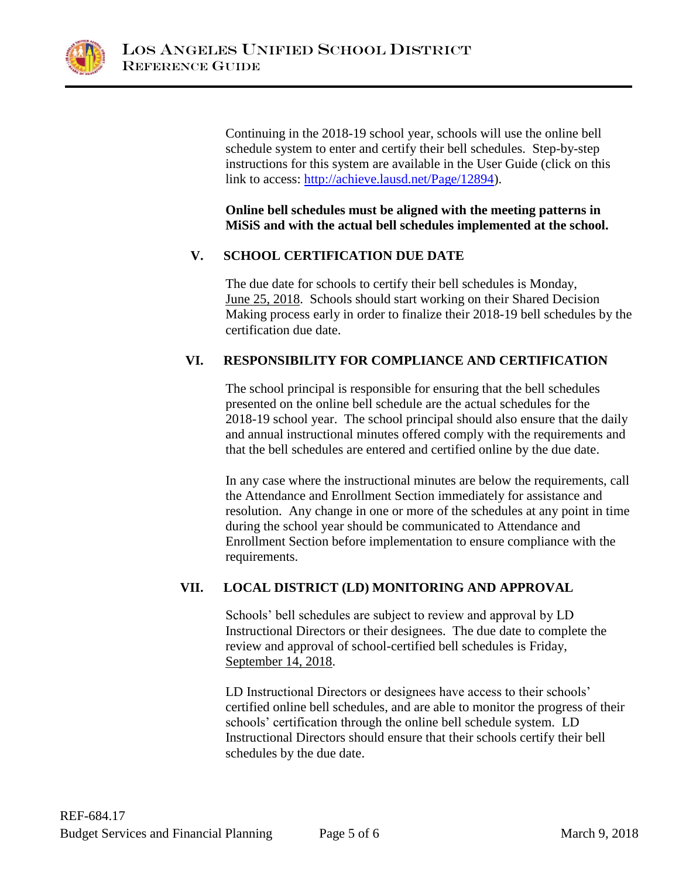Continuing in the 2018-19 school year, schools will use the online bell schedule system to enter and certify their bell schedules. Step-by-step instructions for this system are available in the User Guide (click on this link to access: http://achieve.lausd.net/Page/12894).

**Online bell schedules must be aligned with the meeting patterns in MiSiS and with the actual bell schedules implemented at the school.**

## V. SCHOOL CERTIFICATION DUE DATE

The due date for schools to certify their bell schedules is Monday, June 25, 2018. Schools should start working on their Shared Decision Making process early in order to finalize their 2018-19 bell schedules by the certification due date.

## VI. RESPONSIBILITY FOR COMPLIANCE AND CERTIFICATION

The school principal is responsible for ensuring that the bell schedules presented on the online bell schedule are the actual schedules for the 2018-19 school year. The school principal should also ensure that the daily and annual instructional minutes offered comply with the requirements and that the bell schedules are entered and certified online by the due date.

In any case where the instructional minutes are below the requirements, call the Attendance and Enrollment Section immediately for assistance and resolution. Any change in one or more of the schedules at any point in time during the school year should be communicated to Attendance and Enrollment Section before implementation to ensure compliance with the requirements.

## VII. LOCAL DISTRICT (LD) MONITORING AND APPROVAL

Schools' bell schedules are subject to review and approval by LD Instructional Directors or their designees. The due date to complete the review and approval of school-certified bell schedules is Friday, September 14, 2018.

LD Instructional Directors or designees have access to their schools' certified online bell schedules, and are able to monitor the progress of their schools' certification through the online bell schedule system. LD Instructional Directors should ensure that their schools certify their bell schedules by the due date.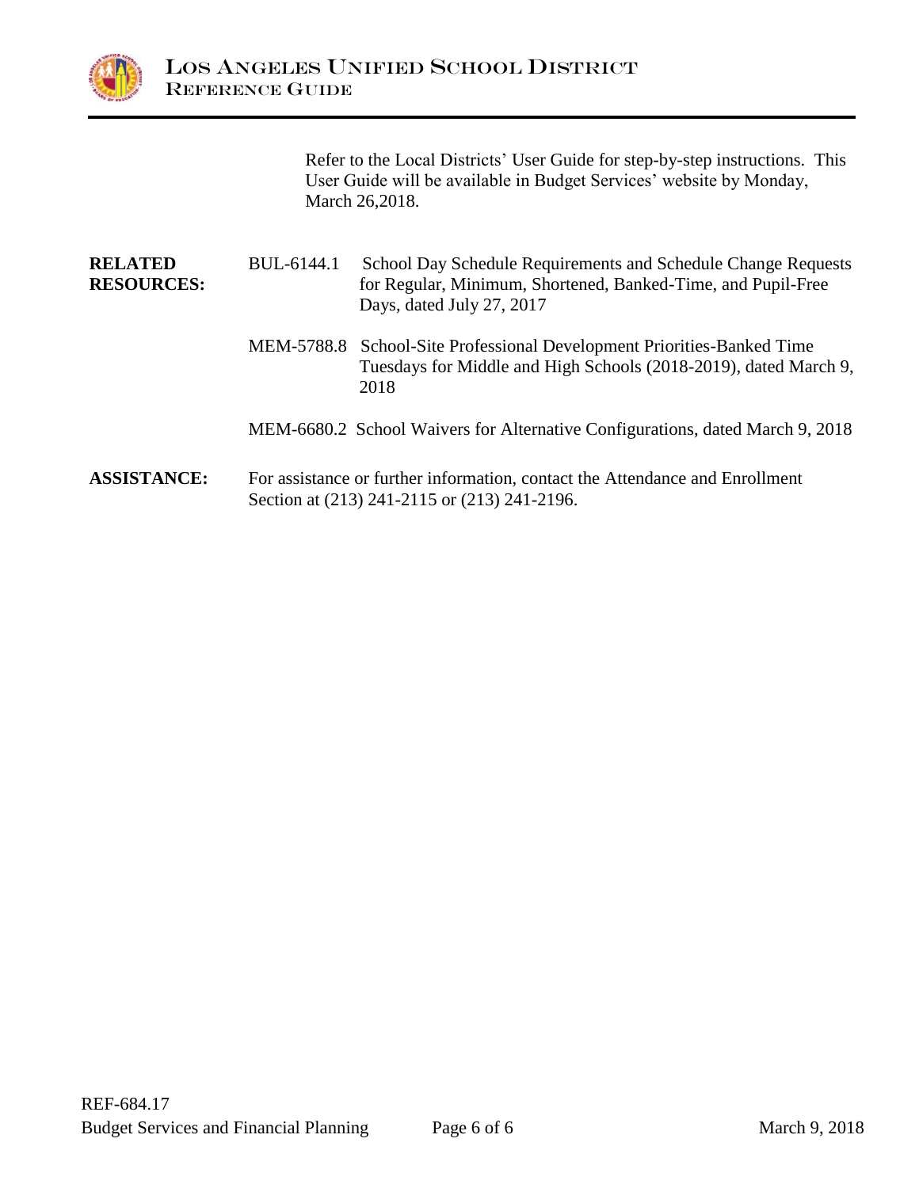Refer to the Local Districts' User Guide for step-by-step instructions. This User Guide will be available in Budget Services' website by Monday, March 26,2018.

**RELATED RESOURCES:**

BUL-6144.1 School Day Schedule Requirements and Schedule Change Requests for Regular, Minimum, Shortened, Banked-Time, and Pupil-Free Days, dated July 27, 2017

MEM-5788.8 School-Site Professional Development Priorities-Banked Time Tuesdays for Middle and High Schools (2018-2019), dated March 9, 2018

MEM-6680.2 School Waivers for Alternative Configurations, dated March 9, 2018

**ASSISTANCE:**

For assistance or further information, contact the Attendance and Enrollment Section at (213) 241-2115 or (213) 241-2196.